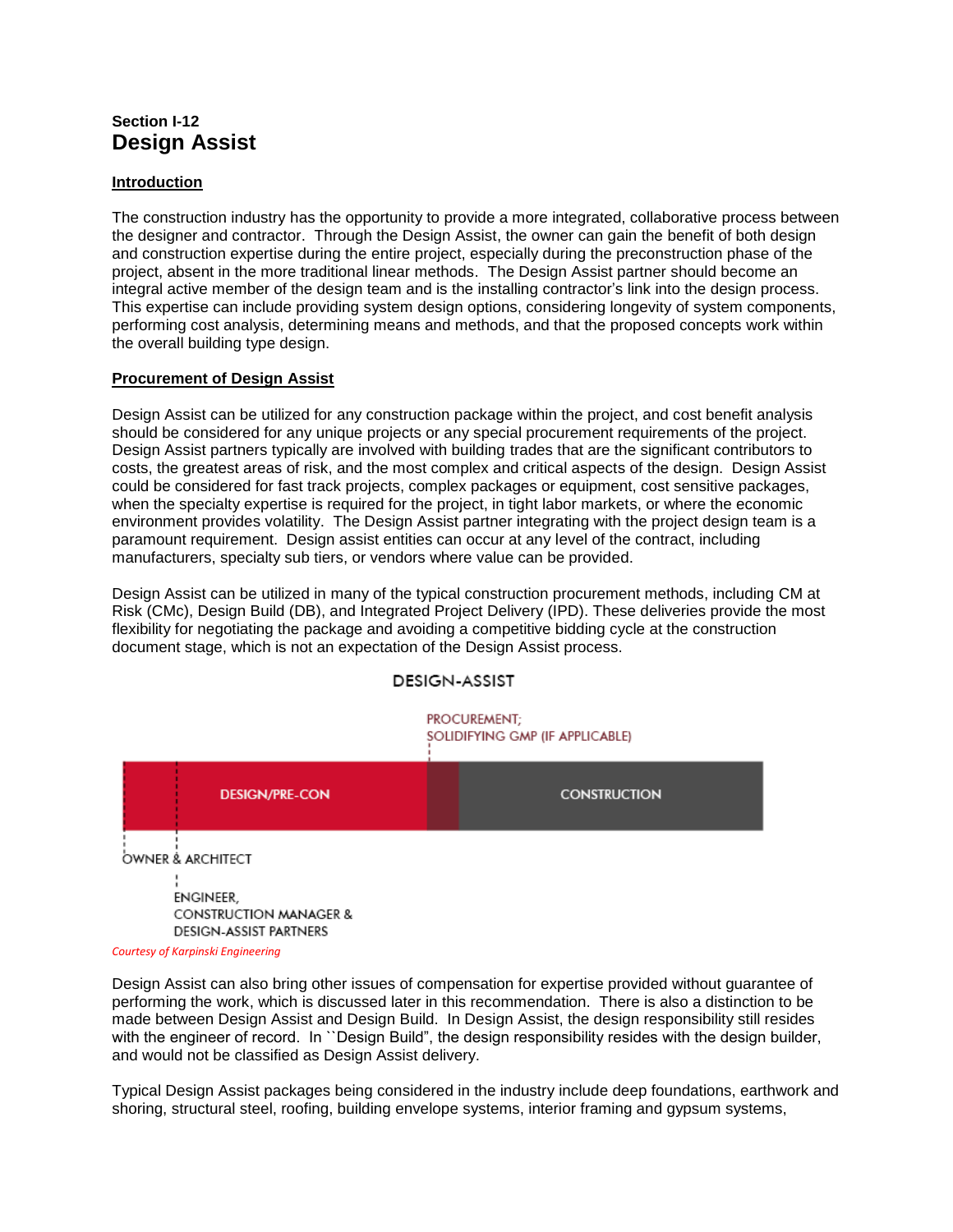Section I-12

# Design Assist

## Introduction

The construction industry has the opportunity to provide a more integrated, collaborative process between the designer and contractor. Through the Design Assist, the owner can gain the benefit of both design and construction expertise during the entire project, especially during the preconstruction phase of the project, absent in the more traditional linear methods. The Design Assist partner should become an integral active member of the design team and is the installing contractor's link into the design process. This expertise can include providing system design options, considering longevity of system components, performing cost analysis, determining means and methods, and that the proposed concepts work within the overall building type design.

## Procurement of Design Assist

Design Assist can be utilized for any construction package within the project, and cost benefit analysis should be considered for any unique projects or any special procurement requirements of the project. Design Assist partners typically are involved with building trades that are the significant contributors to costs, the greatest areas of risk, and the most complex and critical aspects of the design. Design Assist could be considered for fast track projects, complex packages or equipment, cost sensitive packages, when the specialty expertise is required for the project, in tight labor markets, or where the economic environment provides volatility. The Design Assist partner integrating with the project design team is a paramount requirement. Design assist entities can occur at any level of the contract, including manufacturers, specialty sub tiers, or vendors where value can be provided.

Design Assist can be utilized in many of the typical construction procurement methods, including CM at Risk (CMc), Design Build (DB), and Integrated Project Delivery (IPD). These deliveries provide the most flexibility for negotiating the package and avoiding a competitive bidding cycle at the construction document stage, which is not an expectation of the Design Assist process.

DESIGN-ASSIST

PROCUREMENT; SOLIDIFYING GMP (IF APPLICABLE)

DESIGN/PRE-CON | CONSTRUCTION

OWNER & ARCHITECT

ENGINEER, CONSTRUCTION MANAGER & DESIGN-ASSIST PARTNERS

*Courtesy of Karpinski Engineering*

Design Assist can also bring other issues of compensation for expertise provided without guarantee of performing the work, which is discussed later in this recommendation. There is also a distinction to be made between Design Assist and Design Build. In Design Assist, the design responsibility still resides with the engineer of record. In ``Design Build", the design responsibility resides with the design builder, and would not be classified as Design Assist delivery.

Typical Design Assist packages being considered in the industry include deep foundations, earthwork and shoring, structural steel, roofing, building envelope systems, interior framing and gypsum systems,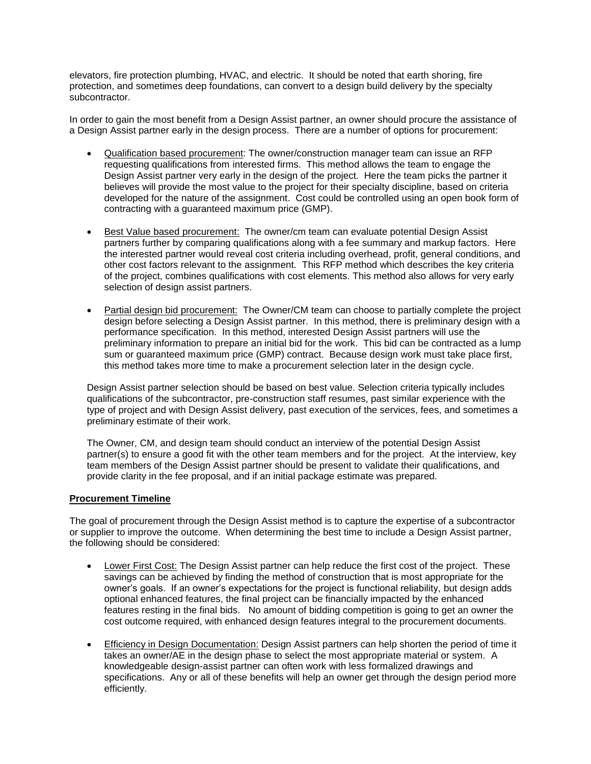elevators, fire protection plumbing, HVAC, and electric. It should be noted that earth shoring, fire protection, and sometimes deep foundations, can convert to a design build delivery by the specialty subcontractor.

In order to gain the most benefit from a Design Assist partner, an owner should procure the assistance of a Design Assist partner early in the design process. There are a number of options for procurement:

- Qualification based procurement: The owner/construction manager team can issue an RFP requesting qualifications from interested firms. This method allows the team to engage the Design Assist partner very early in the design of the project. Here the team picks the partner it believes will provide the most value to the project for their specialty discipline, based on criteria developed for the nature of the assignment. Cost could be controlled using an open book form of contracting with a guaranteed maximum price (GMP).

- Best Value based procurement: The owner/cm team can evaluate potential Design Assist partners further by comparing qualifications along with a fee summary and markup factors. Here the interested partner would reveal cost criteria including overhead, profit, general conditions, and other cost factors relevant to the assignment. This RFP method which describes the key criteria of the project, combines qualifications with cost elements. This method also allows for very early selection of design assist partners.

- Partial design bid procurement: The Owner/CM team can choose to partially complete the project design before selecting a Design Assist partner. In this method, there is preliminary design with a performance specification. In this method, interested Design Assist partners will use the preliminary information to prepare an initial bid for the work. This bid can be contracted as a lump sum or guaranteed maximum price (GMP) contract. Because design work must take place first, this method takes more time to make a procurement selection later in the design cycle.

Design Assist partner selection should be based on best value. Selection criteria typically includes qualifications of the subcontractor, pre-construction staff resumes, past similar experience with the type of project and with Design Assist delivery, past execution of the services, fees, and sometimes a preliminary estimate of their work.

The Owner, CM, and design team should conduct an interview of the potential Design Assist partner(s) to ensure a good fit with the other team members and for the project. At the interview, key team members of the Design Assist partner should be present to validate their qualifications, and provide clarity in the fee proposal, and if an initial package estimate was prepared.

**Procurement Timeline**

The goal of procurement through the Design Assist method is to capture the expertise of a subcontractor or supplier to improve the outcome. When determining the best time to include a Design Assist partner, the following should be considered:

- Lower First Cost: The Design Assist partner can help reduce the first cost of the project. These savings can be achieved by finding the method of construction that is most appropriate for the owner's goals. If an owner's expectations for the project is functional reliability, but design adds optional enhanced features, the final project can be financially impacted by the enhanced features resting in the final bids. No amount of bidding competition is going to get an owner the cost outcome required, with enhanced design features integral to the procurement documents.

- Efficiency in Design Documentation: Design Assist partners can help shorten the period of time it takes an owner/AE in the design phase to select the most appropriate material or system. A knowledgeable design-assist partner can often work with less formalized drawings and specifications. Any or all of these benefits will help an owner get through the design period more efficiently.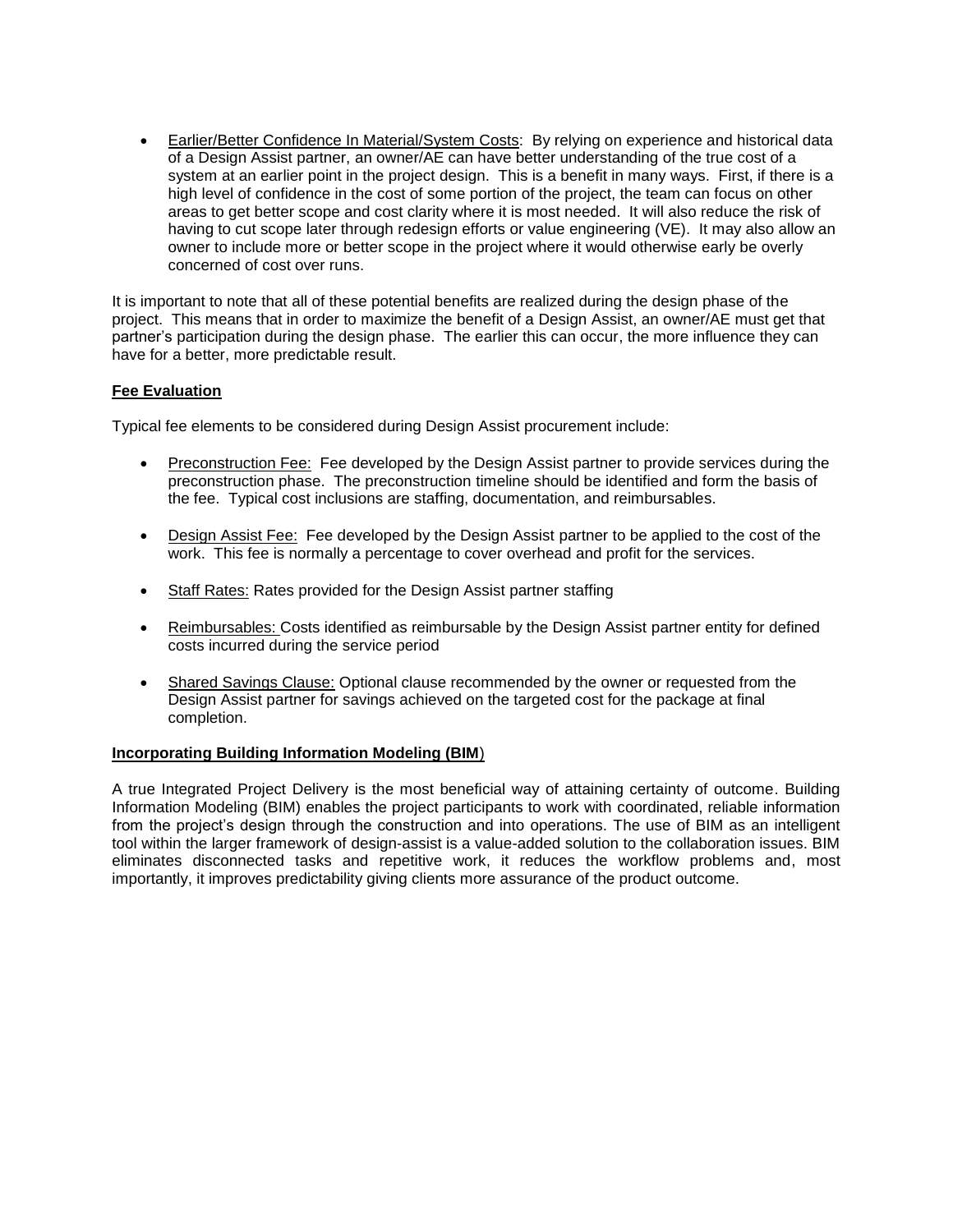- Earlier/Better Confidence In Material/System Costs: By relying on experience and historical data of a Design Assist partner, an owner/AE can have better understanding of the true cost of a system at an earlier point in the project design. This is a benefit in many ways. First, if there is a high level of confidence in the cost of some portion of the project, the team can focus on other areas to get better scope and cost clarity where it is most needed. It will also reduce the risk of having to cut scope later through redesign efforts or value engineering (VE). It may also allow an owner to include more or better scope in the project where it would otherwise early be overly concerned of cost over runs.

It is important to note that all of these potential benefits are realized during the design phase of the project. This means that in order to maximize the benefit of a Design Assist, an owner/AE must get that partner's participation during the design phase. The earlier this can occur, the more influence they can have for a better, more predictable result.

**Fee Evaluation**

Typical fee elements to be considered during Design Assist procurement include:

- Preconstruction Fee: Fee developed by the Design Assist partner to provide services during the preconstruction phase. The preconstruction timeline should be identified and form the basis of the fee. Typical cost inclusions are staffing, documentation, and reimbursables.
- Design Assist Fee: Fee developed by the Design Assist partner to be applied to the cost of the work. This fee is normally a percentage to cover overhead and profit for the services.
- Staff Rates: Rates provided for the Design Assist partner staffing
- Reimbursables: Costs identified as reimbursable by the Design Assist partner entity for defined costs incurred during the service period
- Shared Savings Clause: Optional clause recommended by the owner or requested from the Design Assist partner for savings achieved on the targeted cost for the package at final completion.

**Incorporating Building Information Modeling (BIM)**

A true Integrated Project Delivery is the most beneficial way of attaining certainty of outcome. Building Information Modeling (BIM) enables the project participants to work with coordinated, reliable information from the project's design through the construction and into operations. The use of BIM as an intelligent tool within the larger framework of design-assist is a value-added solution to the collaboration issues. BIM eliminates disconnected tasks and repetitive work, it reduces the workflow problems and, most importantly, it improves predictability giving clients more assurance of the product outcome.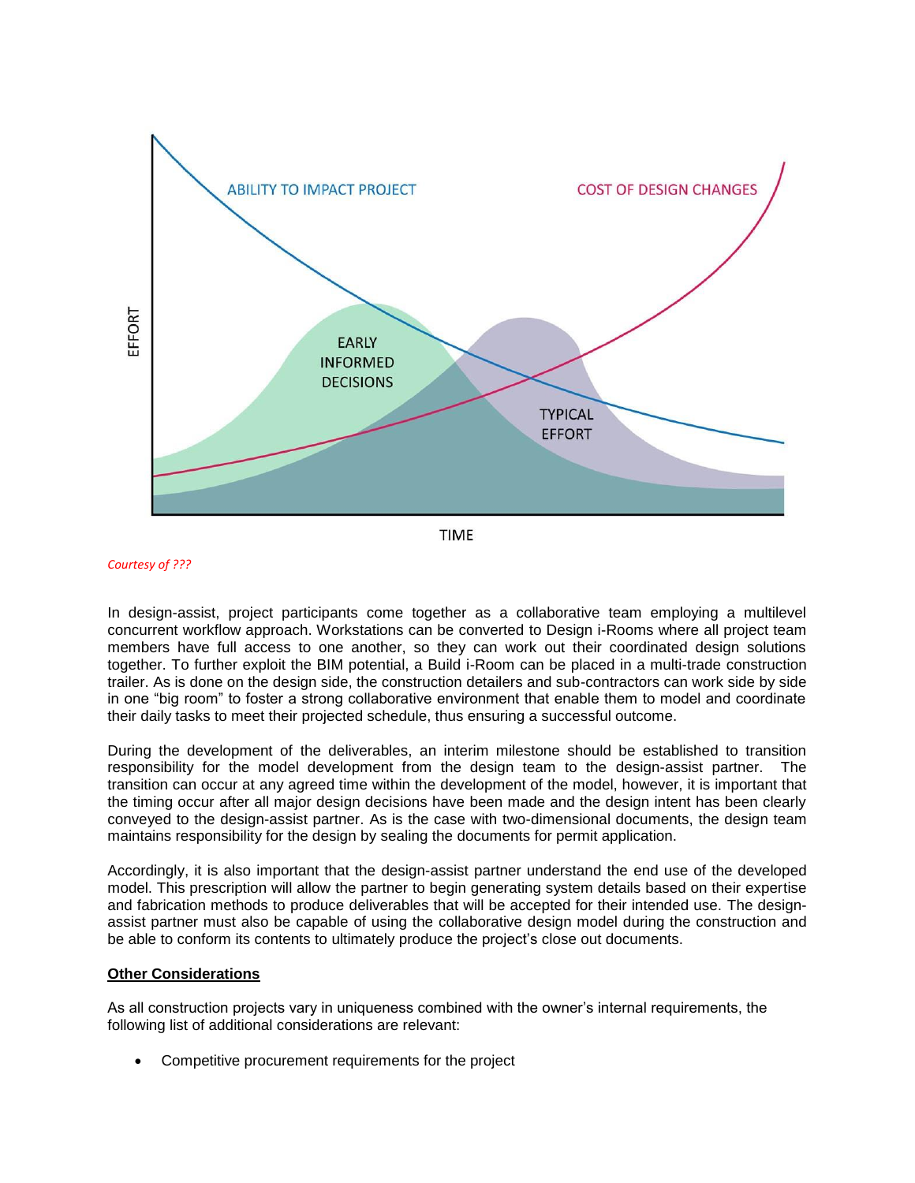*Courtesy of ???*

In design-assist, project participants come together as a collaborative team employing a multilevel concurrent workflow approach. Workstations can be converted to Design i-Rooms where all project team members have full access to one another, so they can work out their coordinated design solutions together. To further exploit the BIM potential, a Build i-Room can be placed in a multi-trade construction trailer. As is done on the design side, the construction detailers and sub-contractors can work side by side in one "big room" to foster a strong collaborative environment that enable them to model and coordinate their daily tasks to meet their projected schedule, thus ensuring a successful outcome.

During the development of the deliverables, an interim milestone should be established to transition responsibility for the model development from the design team to the design-assist partner. The transition can occur at any agreed time within the development of the model, however, it is important that the timing occur after all major design decisions have been made and the design intent has been clearly conveyed to the design-assist partner. As is the case with two-dimensional documents, the design team maintains responsibility for the design by sealing the documents for permit application.

Accordingly, it is also important that the design-assist partner understand the end use of the developed model. This prescription will allow the partner to begin generating system details based on their expertise and fabrication methods to produce deliverables that will be accepted for their intended use. The design-assist partner must also be capable of using the collaborative design model during the construction and be able to conform its contents to ultimately produce the project's close out documents.

**Other Considerations**

As all construction projects vary in uniqueness combined with the owner's internal requirements, the following list of additional considerations are relevant:

- Competitive procurement requirements for the project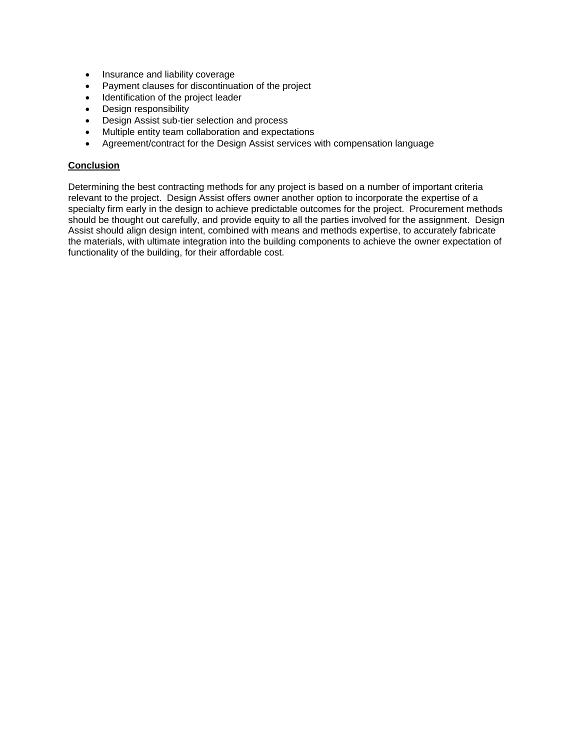- Insurance and liability coverage
- Payment clauses for discontinuation of the project
- Identification of the project leader
- Design responsibility
- Design Assist sub-tier selection and process
- Multiple entity team collaboration and expectations
- Agreement/contract for the Design Assist services with compensation language

**Conclusion**

Determining the best contracting methods for any project is based on a number of important criteria relevant to the project. Design Assist offers owner another option to incorporate the expertise of a specialty firm early in the design to achieve predictable outcomes for the project. Procurement methods should be thought out carefully, and provide equity to all the parties involved for the assignment. Design Assist should align design intent, combined with means and methods expertise, to accurately fabricate the materials, with ultimate integration into the building components to achieve the owner expectation of functionality of the building, for their affordable cost.